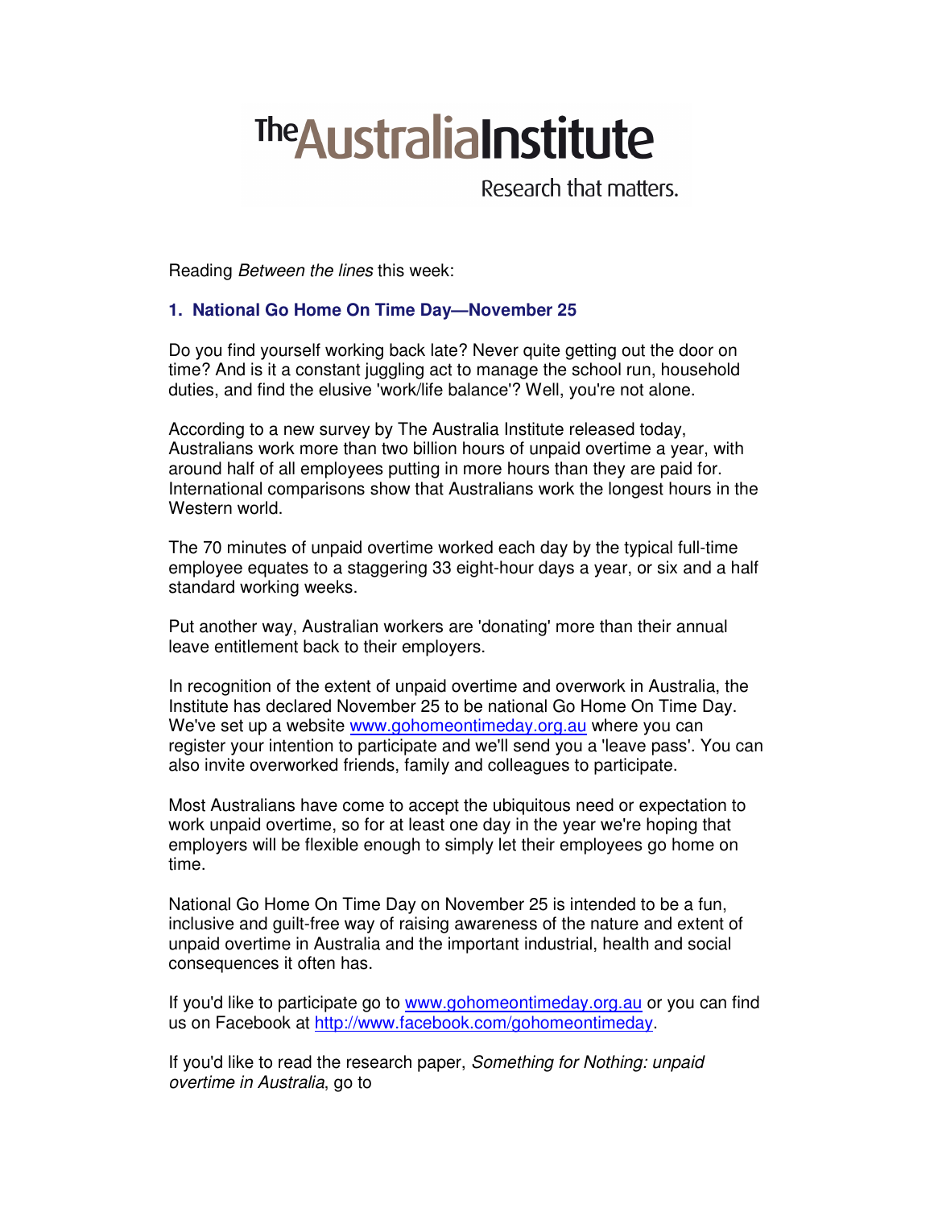# The Australia Institute

Research that matters.

Reading *Between the lines* this week:

## 1. National Go Home On Time Day—November 25

Do you find yourself working back late? Never quite getting out the door on time? And is it a constant juggling act to manage the school run, household duties, and find the elusive 'work/life balance'? Well, you're not alone.

According to a new survey by The Australia Institute released today, Australians work more than two billion hours of unpaid overtime a year, with around half of all employees putting in more hours than they are paid for. International comparisons show that Australians work the longest hours in the Western world.

The 70 minutes of unpaid overtime worked each day by the typical full-time employee equates to a staggering 33 eight-hour days a year, or six and a half standard working weeks.

Put another way, Australian workers are 'donating' more than their annual leave entitlement back to their employers.

In recognition of the extent of unpaid overtime and overwork in Australia, the Institute has declared November 25 to be national Go Home On Time Day. We've set up a website www.gohomeontimeday.org.au where you can register your intention to participate and we'll send you a 'leave pass'. You can also invite overworked friends, family and colleagues to participate.

Most Australians have come to accept the ubiquitous need or expectation to work unpaid overtime, so for at least one day in the year we're hoping that employers will be flexible enough to simply let their employees go home on time.

National Go Home On Time Day on November 25 is intended to be a fun, inclusive and guilt-free way of raising awareness of the nature and extent of unpaid overtime in Australia and the important industrial, health and social consequences it often has.

If you'd like to participate go to www.gohomeontimeday.org.au or you can find us on Facebook at http://www.facebook.com/gohomeontimeday.

If you'd like to read the research paper, *Something for Nothing: unpaid overtime in Australia*, go to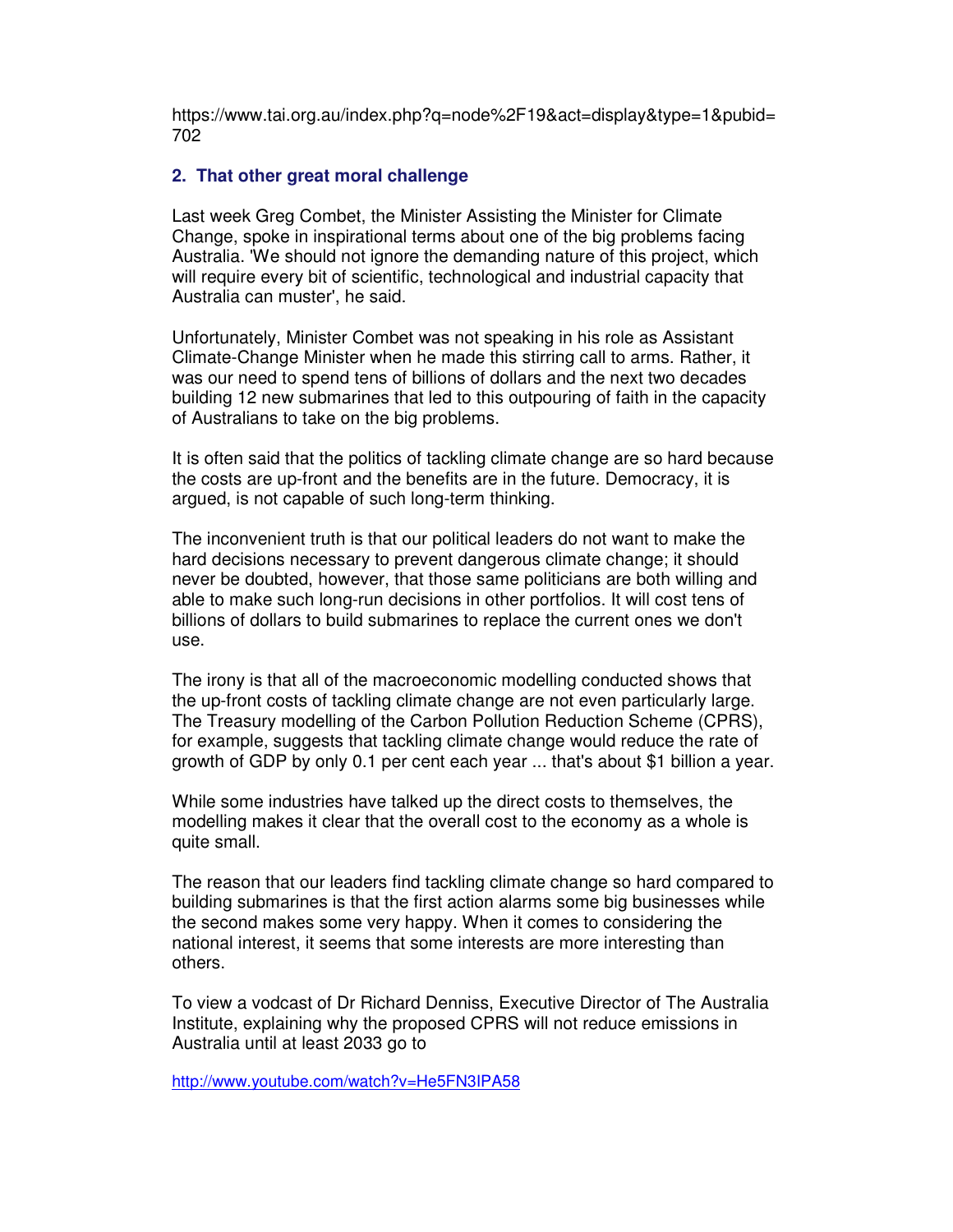https://www.tai.org.au/index.php?q=node%2F19&act=display&type=1&pubid=702

### 2. That other great moral challenge

Last week Greg Combet, the Minister Assisting the Minister for Climate Change, spoke in inspirational terms about one of the big problems facing Australia. 'We should not ignore the demanding nature of this project, which will require every bit of scientific, technological and industrial capacity that Australia can muster', he said.

Unfortunately, Minister Combet was not speaking in his role as Assistant Climate-Change Minister when he made this stirring call to arms. Rather, it was our need to spend tens of billions of dollars and the next two decades building 12 new submarines that led to this outpouring of faith in the capacity of Australians to take on the big problems.

It is often said that the politics of tackling climate change are so hard because the costs are up-front and the benefits are in the future. Democracy, it is argued, is not capable of such long-term thinking.

The inconvenient truth is that our political leaders do not want to make the hard decisions necessary to prevent dangerous climate change; it should never be doubted, however, that those same politicians are both willing and able to make such long-run decisions in other portfolios. It will cost tens of billions of dollars to build submarines to replace the current ones we don't use.

The irony is that all of the macroeconomic modelling conducted shows that the up-front costs of tackling climate change are not even particularly large. The Treasury modelling of the Carbon Pollution Reduction Scheme (CPRS), for example, suggests that tackling climate change would reduce the rate of growth of GDP by only 0.1 per cent each year ... that's about $1 billion a year.

While some industries have talked up the direct costs to themselves, the modelling makes it clear that the overall cost to the economy as a whole is quite small.

The reason that our leaders find tackling climate change so hard compared to building submarines is that the first action alarms some big businesses while the second makes some very happy. When it comes to considering the national interest, it seems that some interests are more interesting than others.

To view a vodcast of Dr Richard Denniss, Executive Director of The Australia Institute, explaining why the proposed CPRS will not reduce emissions in Australia until at least 2033 go to

http://www.youtube.com/watch?v=He5FN3IPA58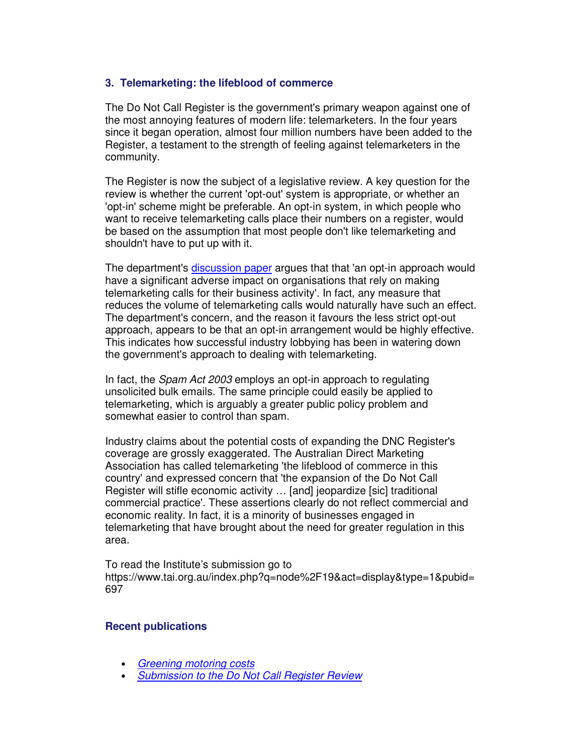### 3. Telemarketing: the lifeblood of commerce

The Do Not Call Register is the government's primary weapon against one of the most annoying features of modern life: telemarketers. In the four years since it began operation, almost four million numbers have been added to the Register, a testament to the strength of feeling against telemarketers in the community.

The Register is now the subject of a legislative review. A key question for the review is whether the current 'opt-out' system is appropriate, or whether an 'opt-in' scheme might be preferable. An opt-in system, in which people who want to receive telemarketing calls place their numbers on a register, would be based on the assumption that most people don't like telemarketing and shouldn't have to put up with it.

The department's discussion paper argues that that 'an opt-in approach would have a significant adverse impact on organisations that rely on making telemarketing calls for their business activity'. In fact, any measure that reduces the volume of telemarketing calls would naturally have such an effect. The department's concern, and the reason it favours the less strict opt-out approach, appears to be that an opt-in arrangement would be highly effective. This indicates how successful industry lobbying has been in watering down the government's approach to dealing with telemarketing.

In fact, the *Spam Act 2003* employs an opt-in approach to regulating unsolicited bulk emails. The same principle could easily be applied to telemarketing, which is arguably a greater public policy problem and somewhat easier to control than spam.

Industry claims about the potential costs of expanding the DNC Register's coverage are grossly exaggerated. The Australian Direct Marketing Association has called telemarketing 'the lifeblood of commerce in this country' and expressed concern that 'the expansion of the Do Not Call Register will stifle economic activity … [and] jeopardize [sic] traditional commercial practice'. These assertions clearly do not reflect commercial and economic reality. In fact, it is a minority of businesses engaged in telemarketing that have brought about the need for greater regulation in this area.

To read the Institute's submission go to https://www.tai.org.au/index.php?q=node%2F19&act=display&type=1&pubid=697

### Recent publications

- *Greening motoring costs*
- *Submission to the Do Not Call Register Review*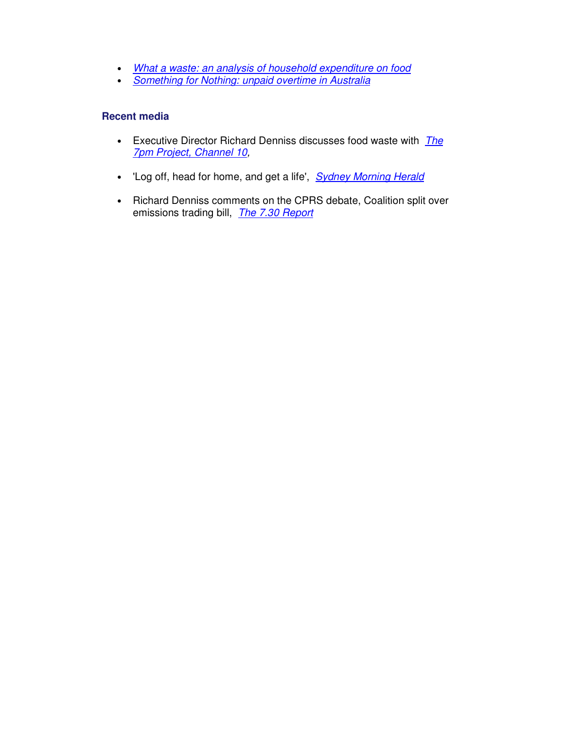- *What a waste: an analysis of household expenditure on food*
- *Something for Nothing: unpaid overtime in Australia*

### Recent media

- Executive Director Richard Denniss discusses food waste with *The 7pm Project, Channel 10*,

- 'Log off, head for home, and get a life', *Sydney Morning Herald*

- Richard Denniss comments on the CPRS debate, Coalition split over emissions trading bill, *The 7.30 Report*